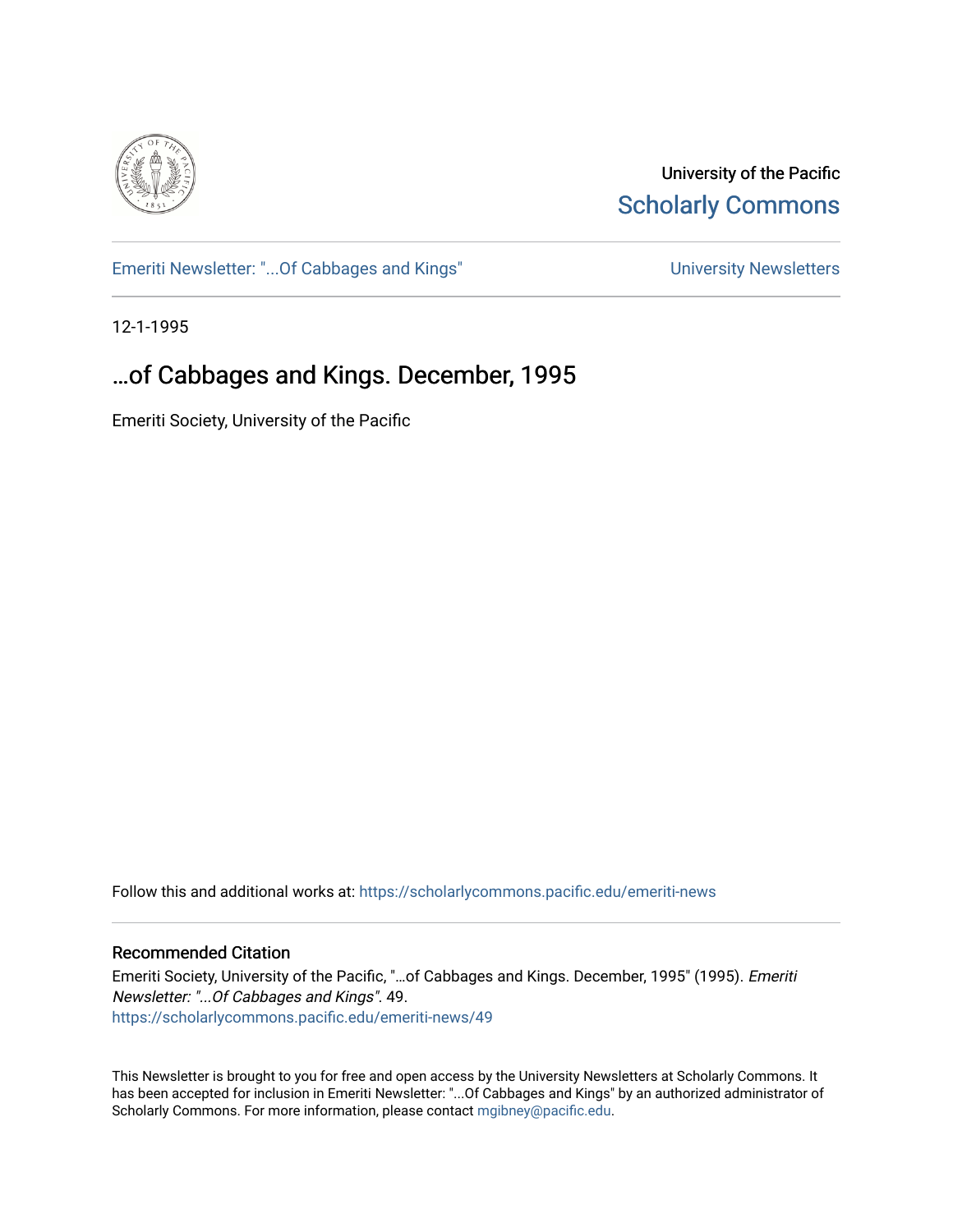University of the Pacific
Scholarly Commons

Emeriti Newsletter: "...Of Cabbages and Kings" | University Newsletters

12-1-1995

# ...of Cabbages and Kings. December, 1995

Emeriti Society, University of the Pacific

Follow this and additional works at: https://scholarlycommons.pacific.edu/emeriti-news

## Recommended Citation

Emeriti Society, University of the Pacific, "...of Cabbages and Kings. December, 1995" (1995). *Emeriti Newsletter: "...Of Cabbages and Kings"*. 49.
https://scholarlycommons.pacific.edu/emeriti-news/49

This Newsletter is brought to you for free and open access by the University Newsletters at Scholarly Commons. It has been accepted for inclusion in Emeriti Newsletter: "...Of Cabbages and Kings" by an authorized administrator of Scholarly Commons. For more information, please contact mgibney@pacific.edu.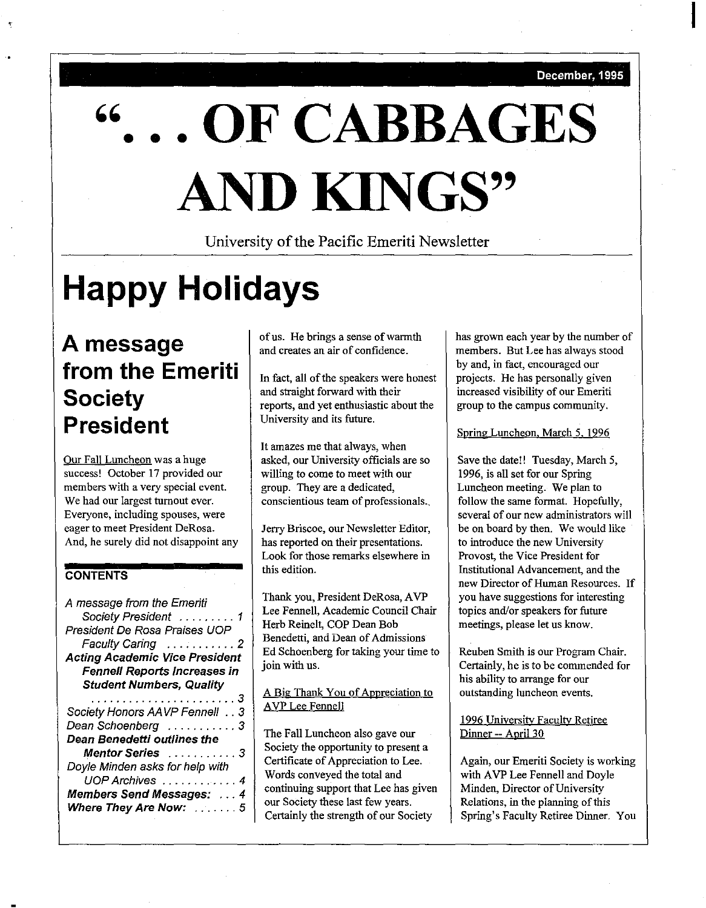December, 1995

# "... OF CABBAGES AND KINGS"

University of the Pacific Emeriti Newsletter

# Happy Holidays

## A message from the Emeriti Society President

Our Fall Luncheon was a huge success! October 17 provided our members with a very special event. We had our largest turnout ever. Everyone, including spouses, were eager to meet President DeRosa. And, he surely did not disappoint any of us. He brings a sense of warmth and creates an air of confidence.

In fact, all of the speakers were honest and straight forward with their reports, and yet enthusiastic about the University and its future.

It amazes me that always, when asked, our University officials are so willing to come to meet with our group. They are a dedicated, conscientious team of professionals.

Jerry Briscoe, our Newsletter Editor, has reported on their presentations. Look for those remarks elsewhere in this edition.

Thank you, President DeRosa, AVP Lee Fennell, Academic Council Chair Herb Reinelt, COP Dean Bob Benedetti, and Dean of Admissions Ed Schoenberg for taking your time to join with us.

A Big Thank You of Appreciation to AVP Lee Fennell

The Fall Luncheon also gave our Society the opportunity to present a Certificate of Appreciation to Lee. Words conveyed the total and continuing support that Lee has given our Society these last few years. Certainly the strength of our Society has grown each year by the number of members. But Lee has always stood by and, in fact, encouraged our projects. He has personally given increased visibility of our Emeriti group to the campus community.

Spring Luncheon, March 5, 1996

Save the date!! Tuesday, March 5, 1996, is all set for our Spring Luncheon meeting. We plan to follow the same format. Hopefully, several of our new administrators will be on board by then. We would like to introduce the new University Provost, the Vice President for Institutional Advancement, and the new Director of Human Resources. If you have suggestions for interesting topics and/or speakers for future meetings, please let us know.

Reuben Smith is our Program Chair. Certainly, he is to be commended for his ability to arrange for our outstanding luncheon events.

1996 University Faculty Retiree Dinner -- April 30

Again, our Emeriti Society is working with AVP Lee Fennell and Doyle Minden, Director of University Relations, in the planning of this Spring's Faculty Retiree Dinner. You

**CONTENTS**

*A message from the Emeriti Society President* ......... 1
*President De Rosa Praises UOP Faculty Caring* .......... 2
***Acting Academic Vice President Fennell Reports Increases in Student Numbers, Quality*** ........ 3
*Society Honors AAVP Fennell* .. 3
*Dean Schoenberg* .......... 3
***Dean Benedetti outlines the Mentor Series*** .......... 3
*Doyle Minden asks for help with UOP Archives* ........... 4
***Members Send Messages:*** ... 4
***Where They Are Now:*** ....... 5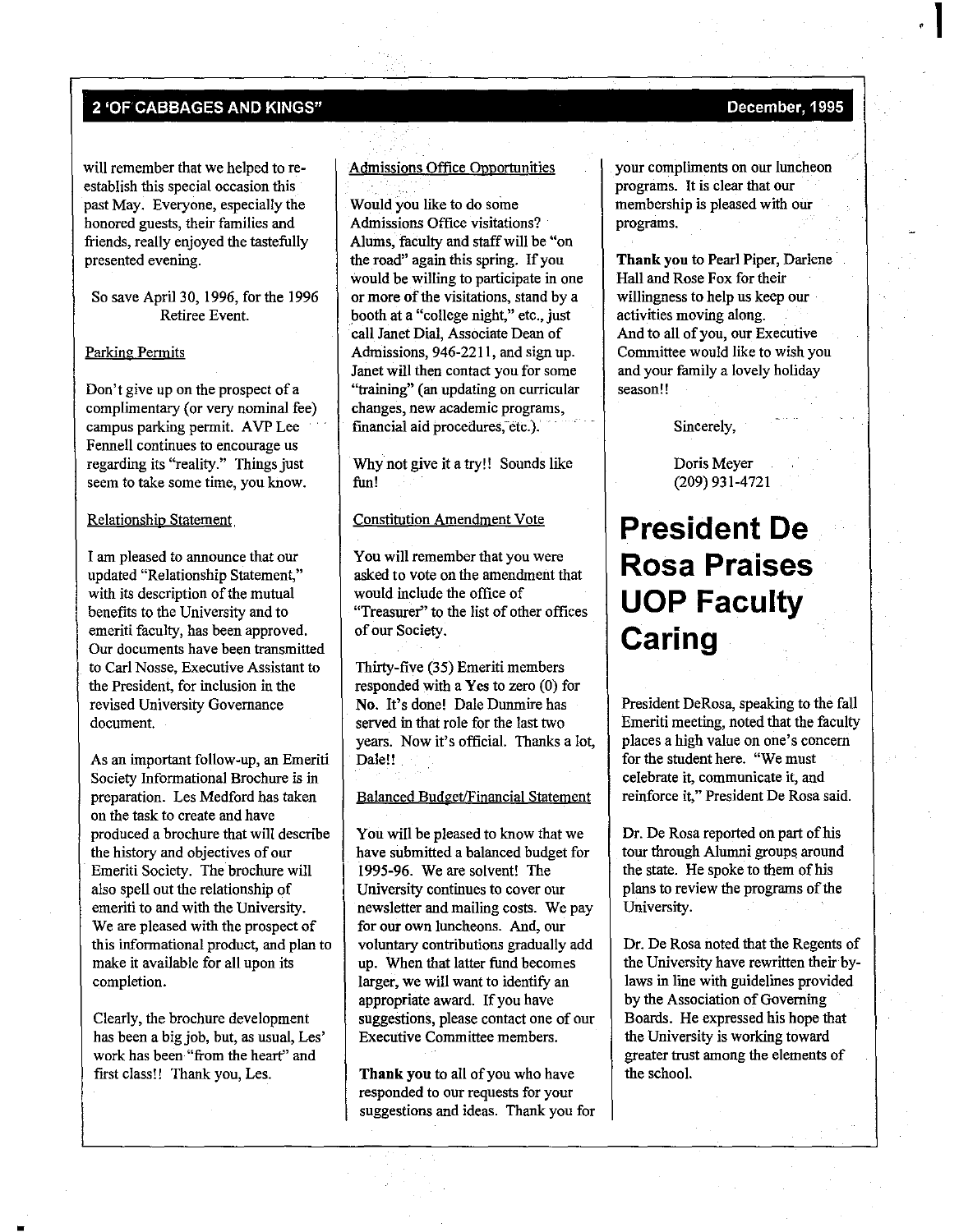will remember that we helped to re-establish this special occasion this past May. Everyone, especially the honored guests, their families and friends, really enjoyed the tastefully presented evening.

So save April 30, 1996, for the 1996 Retiree Event.

Parking Permits

Don't give up on the prospect of a complimentary (or very nominal fee) campus parking permit. AVP Lee Fennell continues to encourage us regarding its "reality." Things just seem to take some time, you know.

Relationship Statement

I am pleased to announce that our updated "Relationship Statement," with its description of the mutual benefits to the University and to emeriti faculty, has been approved. Our documents have been transmitted to Carl Nosse, Executive Assistant to the President, for inclusion in the revised University Governance document.

As an important follow-up, an Emeriti Society Informational Brochure is in preparation. Les Medford has taken on the task to create and have produced a brochure that will describe the history and objectives of our Emeriti Society. The brochure will also spell out the relationship of emeriti to and with the University. We are pleased with the prospect of this informational product, and plan to make it available for all upon its completion.

Clearly, the brochure development has been a big job, but, as usual, Les' work has been "from the heart" and first class!! Thank you, Les.

Admissions Office Opportunities

Would you like to do some Admissions Office visitations? Alums, faculty and staff will be "on the road" again this spring. If you would be willing to participate in one or more of the visitations, stand by a booth at a "college night," etc., just call Janet Dial, Associate Dean of Admissions, 946-2211, and sign up. Janet will then contact you for some "training" (an updating on curricular changes, new academic programs, financial aid procedures, etc.).

Why not give it a try!! Sounds like fun!

Constitution Amendment Vote

You will remember that you were asked to vote on the amendment that would include the office of "Treasurer" to the list of other offices of our Society.

Thirty-five (35) Emeriti members responded with a **Yes** to zero (0) for **No**. It's done! Dale Dunmire has served in that role for the last two years. Now it's official. Thanks a lot, Dale!!

Balanced Budget/Financial Statement

You will be pleased to know that we have submitted a balanced budget for 1995-96. We are solvent! The University continues to cover our newsletter and mailing costs. We pay for our own luncheons. And, our voluntary contributions gradually add up. When that latter fund becomes larger, we will want to identify an appropriate award. If you have suggestions, please contact one of our Executive Committee members.

**Thank you** to all of you who have responded to our requests for your suggestions and ideas. Thank you for your compliments on our luncheon programs. It is clear that our membership is pleased with our programs.

**Thank you** to Pearl Piper, Darlene Hall and Rose Fox for their willingness to help us keep our activities moving along.
And to all of you, our Executive Committee would like to wish you and your family a lovely holiday season!!

Sincerely,

Doris Meyer
(209) 931-4721

# President De Rosa Praises UOP Faculty Caring

President DeRosa, speaking to the fall Emeriti meeting, noted that the faculty places a high value on one's concern for the student here. "We must celebrate it, communicate it, and reinforce it," President De Rosa said.

Dr. De Rosa reported on part of his tour through Alumni groups around the state. He spoke to them of his plans to review the programs of the University.

Dr. De Rosa noted that the Regents of the University have rewritten their by-laws in line with guidelines provided by the Association of Governing Boards. He expressed his hope that the University is working toward greater trust among the elements of the school.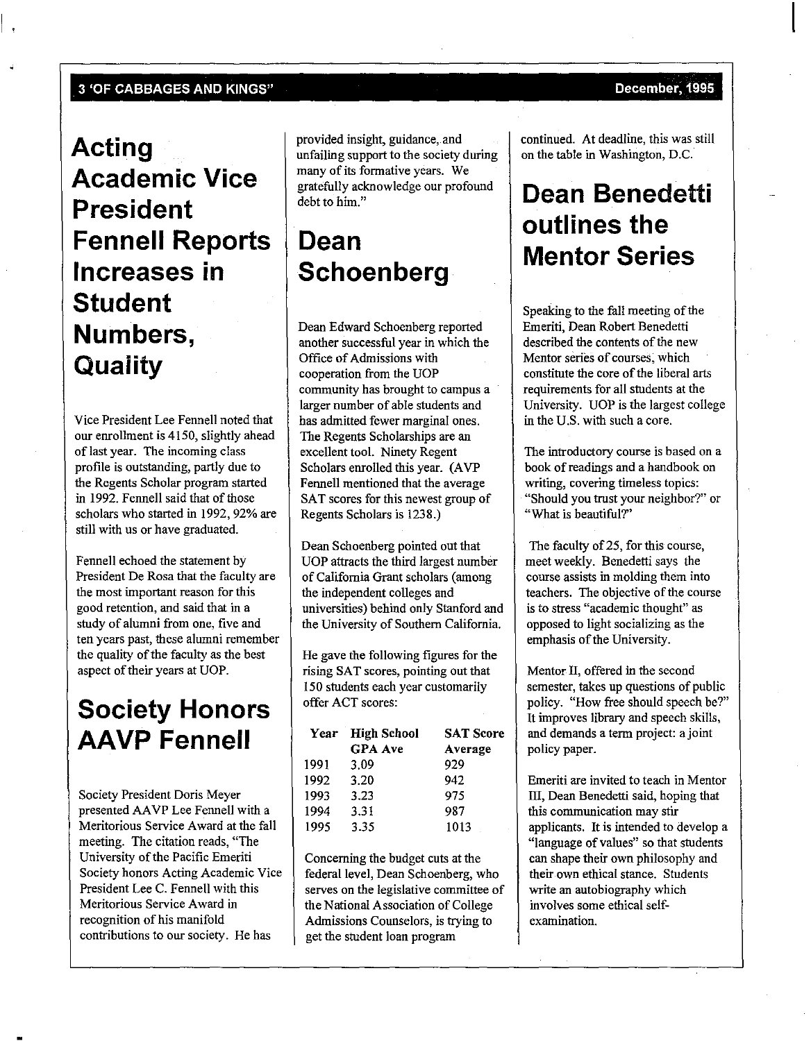# Acting Academic Vice President Fennell Reports Increases in Student Numbers, Quality

Vice President Lee Fennell noted that our enrollment is 4150, slightly ahead of last year. The incoming class profile is outstanding, partly due to the Regents Scholar program started in 1992. Fennell said that of those scholars who started in 1992, 92% are still with us or have graduated.

Fennell echoed the statement by President De Rosa that the faculty are the most important reason for this good retention, and said that in a study of alumni from one, five and ten years past, these alumni remember the quality of the faculty as the best aspect of their years at UOP.

# Society Honors AAVP Fennell

Society President Doris Meyer presented AAVP Lee Fennell with a Meritorious Service Award at the fall meeting. The citation reads, "The University of the Pacific Emeriti Society honors Acting Academic Vice President Lee C. Fennell with this Meritorious Service Award in recognition of his manifold contributions to our society. He has provided insight, guidance, and unfailing support to the society during many of its formative years. We gratefully acknowledge our profound debt to him."

# Dean Schoenberg

Dean Edward Schoenberg reported another successful year in which the Office of Admissions with cooperation from the UOP community has brought to campus a larger number of able students and has admitted fewer marginal ones. The Regents Scholarships are an excellent tool. Ninety Regent Scholars enrolled this year. (AVP Fennell mentioned that the average SAT scores for this newest group of Regents Scholars is 1238.)

Dean Schoenberg pointed out that UOP attracts the third largest number of California Grant scholars (among the independent colleges and universities) behind only Stanford and the University of Southern California.

He gave the following figures for the rising SAT scores, pointing out that 150 students each year customarily offer ACT scores:

| Year | High School GPA Ave | SAT Score Average |
|---|---|---|
| 1991 | 3.09 | 929 |
| 1992 | 3.20 | 942 |
| 1993 | 3.23 | 975 |
| 1994 | 3.31 | 987 |
| 1995 | 3.35 | 1013 |

Concerning the budget cuts at the federal level, Dean Schoenberg, who serves on the legislative committee of the National Association of College Admissions Counselors, is trying to get the student loan program continued. At deadline, this was still on the table in Washington, D.C.

# Dean Benedetti outlines the Mentor Series

Speaking to the fall meeting of the Emeriti, Dean Robert Benedetti described the contents of the new Mentor series of courses, which constitute the core of the liberal arts requirements for all students at the University. UOP is the largest college in the U.S. with such a core.

The introductory course is based on a book of readings and a handbook on writing, covering timeless topics: "Should you trust your neighbor?" or "What is beautiful?"

The faculty of 25, for this course, meet weekly. Benedetti says the course assists in molding them into teachers. The objective of the course is to stress "academic thought" as opposed to light socializing as the emphasis of the University.

Mentor II, offered in the second semester, takes up questions of public policy. "How free should speech be?" It improves library and speech skills, and demands a term project: a joint policy paper.

Emeriti are invited to teach in Mentor III, Dean Benedetti said, hoping that this communication may stir applicants. It is intended to develop a "language of values" so that students can shape their own philosophy and their own ethical stance. Students write an autobiography which involves some ethical self-examination.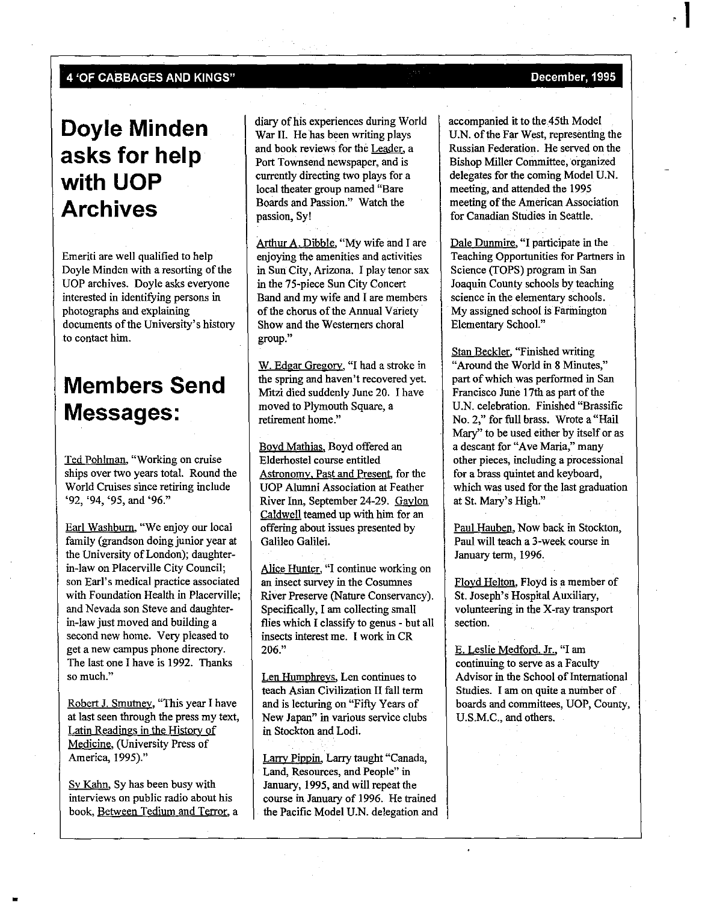# Doyle Minden asks for help with UOP Archives

Emeriti are well qualified to help Doyle Minden with a resorting of the UOP archives. Doyle asks everyone interested in identifying persons in photographs and explaining documents of the University's history to contact him.

# Members Send Messages:

Ted Pohlman, "Working on cruise ships over two years total. Round the World Cruises since retiring include '92, '94, '95, and '96."

Earl Washburn, "We enjoy our local family (grandson doing junior year at the University of London); daughter-in-law on Placerville City Council; son Earl's medical practice associated with Foundation Health in Placerville; and Nevada son Steve and daughter-in-law just moved and building a second new home. Very pleased to get a new campus phone directory. The last one I have is 1992. Thanks so much."

Robert J. Smutney, "This year I have at last seen through the press my text, Latin Readings in the History of Medicine, (University Press of America, 1995)."

Sy Kahn, Sy has been busy with interviews on public radio about his book, Between Tedium and Terror, a diary of his experiences during World War II. He has been writing plays and book reviews for the Leader, a Port Townsend newspaper, and is currently directing two plays for a local theater group named "Bare Boards and Passion." Watch the passion, Sy!

Arthur A. Dibble, "My wife and I are enjoying the amenities and activities in Sun City, Arizona. I play tenor sax in the 75-piece Sun City Concert Band and my wife and I are members of the chorus of the Annual Variety Show and the Westerners choral group."

W. Edgar Gregory, "I had a stroke in the spring and haven't recovered yet. Mitzi died suddenly June 20. I have moved to Plymouth Square, a retirement home."

Boyd Mathias, Boyd offered an Elderhostel course entitled Astronomy, Past and Present, for the UOP Alumni Association at Feather River Inn, September 24-29. Gaylon Caldwell teamed up with him for an offering about issues presented by Galileo Galilei.

Alice Hunter, "I continue working on an insect survey in the Cosumnes River Preserve (Nature Conservancy). Specifically, I am collecting small flies which I classify to genus - but all insects interest me. I work in CR 206."

Len Humphreys, Len continues to teach Asian Civilization II fall term and is lecturing on "Fifty Years of New Japan" in various service clubs in Stockton and Lodi.

Larry Pippin, Larry taught "Canada, Land, Resources, and People" in January, 1995, and will repeat the course in January of 1996. He trained the Pacific Model U.N. delegation and accompanied it to the 45th Model U.N. of the Far West, representing the Russian Federation. He served on the Bishop Miller Committee, organized delegates for the coming Model U.N. meeting, and attended the 1995 meeting of the American Association for Canadian Studies in Seattle.

Dale Dunmire, "I participate in the Teaching Opportunities for Partners in Science (TOPS) program in San Joaquin County schools by teaching science in the elementary schools. My assigned school is Farmington Elementary School."

Stan Beckler, "Finished writing "Around the World in 8 Minutes," part of which was performed in San Francisco June 17th as part of the U.N. celebration. Finished "Brassific No. 2," for full brass. Wrote a "Hail Mary" to be used either by itself or as a descant for "Ave Maria," many other pieces, including a processional for a brass quintet and keyboard, which was used for the last graduation at St. Mary's High."

Paul Hauben, Now back in Stockton, Paul will teach a 3-week course in January term, 1996.

Floyd Helton, Floyd is a member of St. Joseph's Hospital Auxiliary, volunteering in the X-ray transport section.

E. Leslie Medford, Jr., "I am continuing to serve as a Faculty Advisor in the School of International Studies. I am on quite a number of boards and committees, UOP, County, U.S.M.C., and others.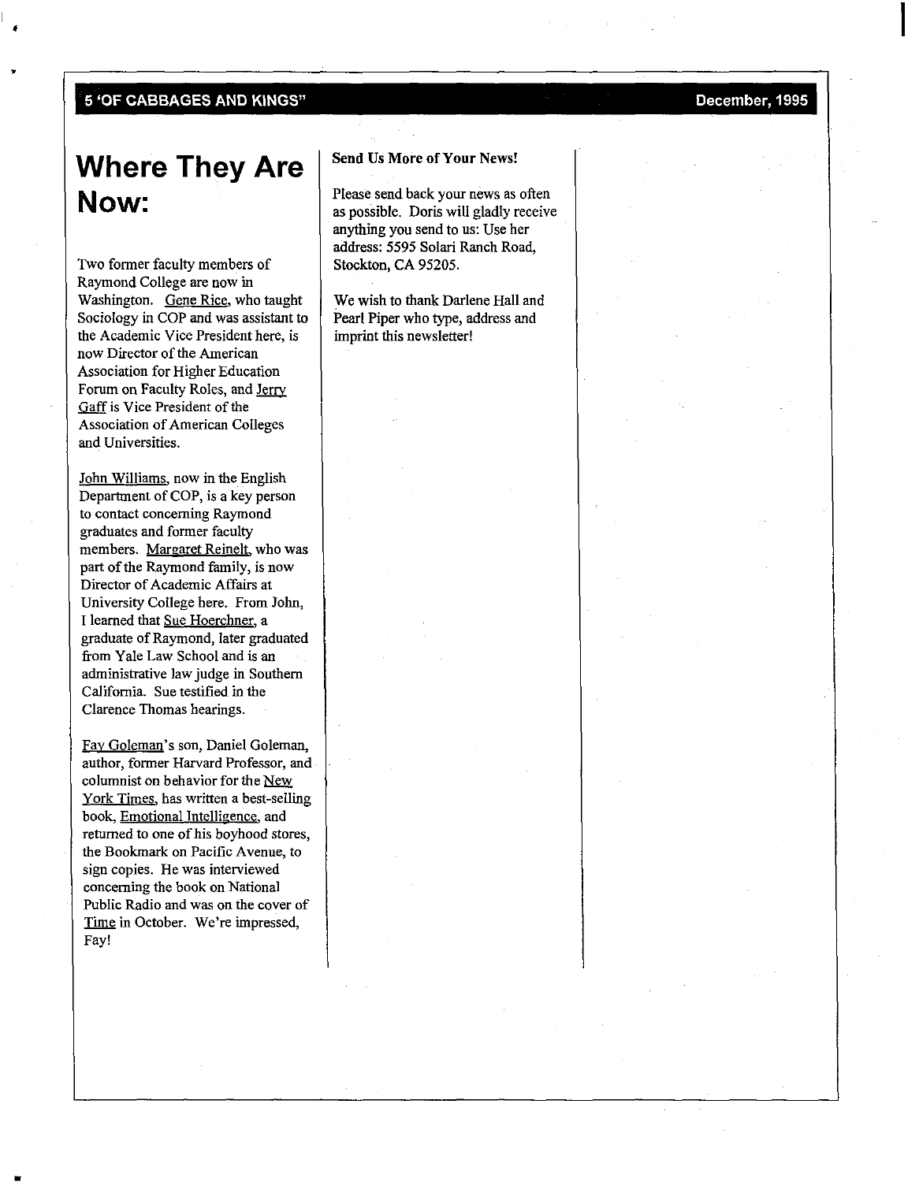# Where They Are Now:

Two former faculty members of Raymond College are now in Washington. Gene Rice, who taught Sociology in COP and was assistant to the Academic Vice President here, is now Director of the American Association for Higher Education Forum on Faculty Roles, and Jerry Gaff is Vice President of the Association of American Colleges and Universities.

John Williams, now in the English Department of COP, is a key person to contact concerning Raymond graduates and former faculty members. Margaret Reinelt, who was part of the Raymond family, is now Director of Academic Affairs at University College here. From John, I learned that Sue Hoerchner, a graduate of Raymond, later graduated from Yale Law School and is an administrative law judge in Southern California. Sue testified in the Clarence Thomas hearings.

Fay Goleman's son, Daniel Goleman, author, former Harvard Professor, and columnist on behavior for the New York Times, has written a best-selling book, Emotional Intelligence, and returned to one of his boyhood stores, the Bookmark on Pacific Avenue, to sign copies. He was interviewed concerning the book on National Public Radio and was on the cover of Time in October. We're impressed, Fay!

**Send Us More of Your News!**

Please send back your news as often as possible. Doris will gladly receive anything you send to us: Use her address: 5595 Solari Ranch Road, Stockton, CA 95205.

We wish to thank Darlene Hall and Pearl Piper who type, address and imprint this newsletter!